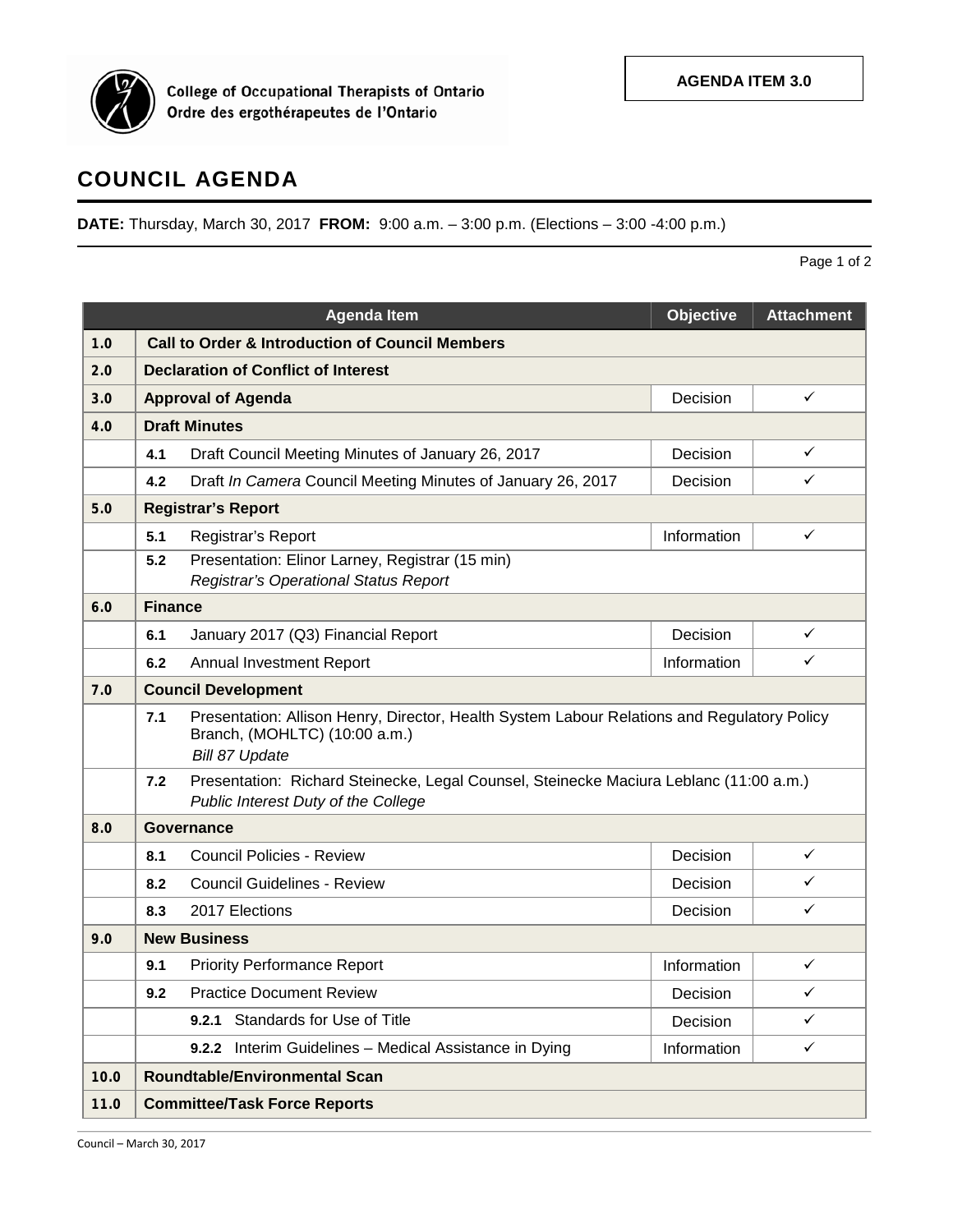College of Occupational Therapists of Ontario
Ordre des ergothérapeutes de l'Ontario

**AGENDA ITEM 3.0**

# COUNCIL AGENDA

**DATE:** Thursday, March 30, 2017 **FROM:** 9:00 a.m. – 3:00 p.m. (Elections – 3:00 -4:00 p.m.)

| | Agenda Item | Objective | Attachment |
|---|---|---|---|
| **1.0** | **Call to Order & Introduction of Council Members** | | |
| **2.0** | **Declaration of Conflict of Interest** | | |
| **3.0** | **Approval of Agenda** | Decision | ✓ |
| **4.0** | **Draft Minutes** | | |
| | **4.1** Draft Council Meeting Minutes of January 26, 2017 | Decision | ✓ |
| | **4.2** Draft *In Camera* Council Meeting Minutes of January 26, 2017 | Decision | ✓ |
| **5.0** | **Registrar's Report** | | |
| | **5.1** Registrar's Report | Information | ✓ |
| | **5.2** Presentation: Elinor Larney, Registrar (15 min) *Registrar's Operational Status Report* | | |
| **6.0** | **Finance** | | |
| | **6.1** January 2017 (Q3) Financial Report | Decision | ✓ |
| | **6.2** Annual Investment Report | Information | ✓ |
| **7.0** | **Council Development** | | |
| | **7.1** Presentation: Allison Henry, Director, Health System Labour Relations and Regulatory Policy Branch, (MOHLTC) (10:00 a.m.) *Bill 87 Update* | | |
| | **7.2** Presentation: Richard Steinecke, Legal Counsel, Steinecke Maciura Leblanc (11:00 a.m.) *Public Interest Duty of the College* | | |
| **8.0** | **Governance** | | |
| | **8.1** Council Policies - Review | Decision | ✓ |
| | **8.2** Council Guidelines - Review | Decision | ✓ |
| | **8.3** 2017 Elections | Decision | ✓ |
| **9.0** | **New Business** | | |
| | **9.1** Priority Performance Report | Information | ✓ |
| | **9.2** Practice Document Review | Decision | ✓ |
| | **9.2.1** Standards for Use of Title | Decision | ✓ |
| | **9.2.2** Interim Guidelines – Medical Assistance in Dying | Information | ✓ |
| **10.0** | **Roundtable/Environmental Scan** | | |
| **11.0** | **Committee/Task Force Reports** | | |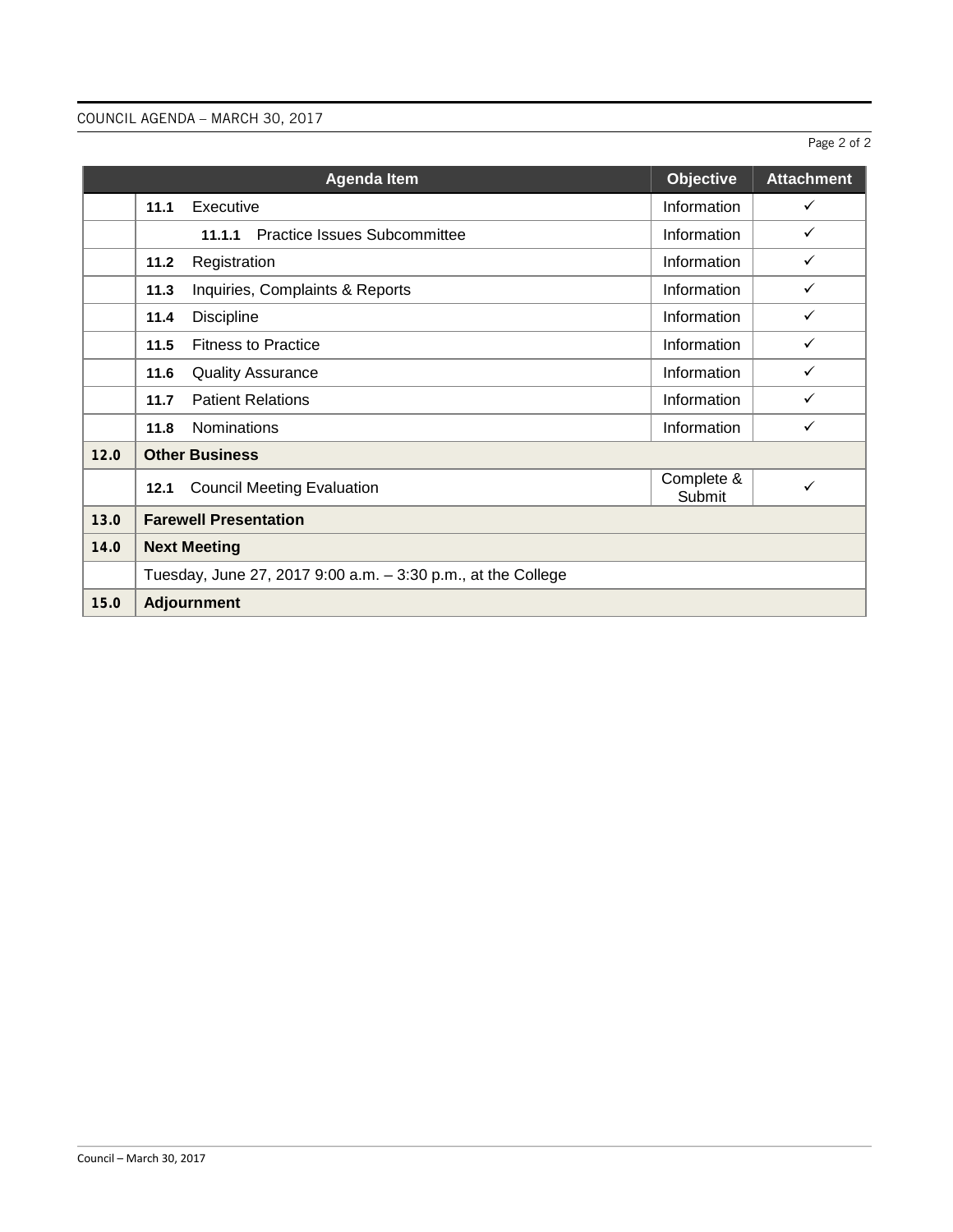| | Agenda Item | Objective | Attachment |
|---|---|---|---|
| | **11.1** Executive | Information | ✓ |
| | **11.1.1** Practice Issues Subcommittee | Information | ✓ |
| | **11.2** Registration | Information | ✓ |
| | **11.3** Inquiries, Complaints & Reports | Information | ✓ |
| | **11.4** Discipline | Information | ✓ |
| | **11.5** Fitness to Practice | Information | ✓ |
| | **11.6** Quality Assurance | Information | ✓ |
| | **11.7** Patient Relations | Information | ✓ |
| | **11.8** Nominations | Information | ✓ |
| **12.0** | **Other Business** | | |
| | **12.1** Council Meeting Evaluation | Complete & Submit | ✓ |
| **13.0** | **Farewell Presentation** | | |
| **14.0** | **Next Meeting** | | |
| | Tuesday, June 27, 2017 9:00 a.m. – 3:30 p.m., at the College | | |
| **15.0** | **Adjournment** | | |